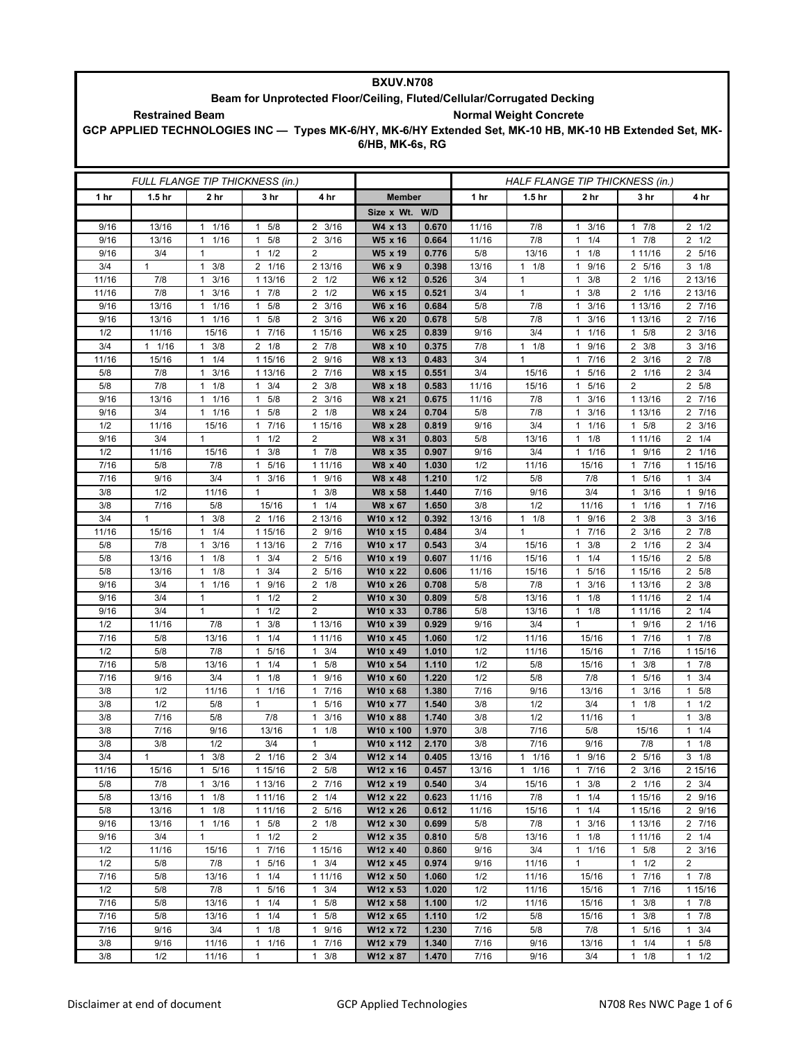# BXUV.N708

## Beam for Unprotected Floor/Ceiling, Fluted/Cellular/Corrugated Decking

**Restrained Beam** **Normal Weight Concrete**

**GCP APPLIED TECHNOLOGIES INC — Types MK-6/HY, MK-6/HY Extended Set, MK-10 HB, MK-10 HB Extended Set, MK-6/HB, MK-6s, RG**

| FULL FLANGE TIP THICKNESS (in.) | | | | | Member | | HALF FLANGE TIP THICKNESS (in.) | | | | |
|---|---|---|---|---|---|---|---|---|---|---|---|
| 1 hr | 1.5 hr | 2 hr | 3 hr | 4 hr | Size x Wt. | W/D | 1 hr | 1.5 hr | 2 hr | 3 hr | 4 hr |
| 9/16 | 13/16 | 1 1/16 | 1 5/8 | 2 3/16 | W4 x 13 | 0.670 | 11/16 | 7/8 | 1 3/16 | 1 7/8 | 2 1/2 |
| 9/16 | 13/16 | 1 1/16 | 1 5/8 | 2 3/16 | W5 x 16 | 0.664 | 11/16 | 7/8 | 1 1/4 | 1 7/8 | 2 1/2 |
| 9/16 | 3/4 | 1 | 1 1/2 | 2 | W5 x 19 | 0.776 | 5/8 | 13/16 | 1 1/8 | 1 11/16 | 2 5/16 |
| 3/4 | 1 | 1 3/8 | 2 1/16 | 2 13/16 | W6 x 9 | 0.398 | 13/16 | 1 1/8 | 1 9/16 | 2 5/16 | 3 1/8 |
| 11/16 | 7/8 | 1 3/16 | 1 13/16 | 2 1/2 | W6 x 12 | 0.526 | 3/4 | 1 | 1 3/8 | 2 1/16 | 2 13/16 |
| 11/16 | 7/8 | 1 3/16 | 1 7/8 | 2 1/2 | W6 x 15 | 0.521 | 3/4 | 1 | 1 3/8 | 2 1/16 | 2 13/16 |
| 9/16 | 13/16 | 1 1/16 | 1 5/8 | 2 3/16 | W6 x 16 | 0.684 | 5/8 | 7/8 | 1 3/16 | 1 13/16 | 2 7/16 |
| 9/16 | 13/16 | 1 1/16 | 1 5/8 | 2 3/16 | W6 x 20 | 0.678 | 5/8 | 7/8 | 1 3/16 | 1 13/16 | 2 7/16 |
| 1/2 | 11/16 | 15/16 | 1 7/16 | 1 15/16 | W6 x 25 | 0.839 | 9/16 | 3/4 | 1 1/16 | 1 5/8 | 2 3/16 |
| 3/4 | 1 1/16 | 1 3/8 | 2 1/8 | 2 7/8 | W8 x 10 | 0.375 | 7/8 | 1 1/8 | 1 9/16 | 2 3/8 | 3 3/16 |
| 11/16 | 15/16 | 1 1/4 | 1 15/16 | 2 9/16 | W8 x 13 | 0.483 | 3/4 | 1 | 1 7/16 | 2 3/16 | 2 7/8 |
| 5/8 | 7/8 | 1 3/16 | 1 13/16 | 2 7/16 | W8 x 15 | 0.551 | 3/4 | 15/16 | 1 5/16 | 2 1/16 | 2 3/4 |
| 5/8 | 7/8 | 1 1/8 | 1 3/4 | 2 3/8 | W8 x 18 | 0.583 | 11/16 | 15/16 | 1 5/16 | 2 | 2 5/8 |
| 9/16 | 13/16 | 1 1/16 | 1 5/8 | 2 3/16 | W8 x 21 | 0.675 | 11/16 | 7/8 | 1 3/16 | 1 13/16 | 2 7/16 |
| 9/16 | 3/4 | 1 1/16 | 1 5/8 | 2 1/8 | W8 x 24 | 0.704 | 5/8 | 7/8 | 1 3/16 | 1 13/16 | 2 7/16 |
| 1/2 | 11/16 | 15/16 | 1 7/16 | 1 15/16 | W8 x 28 | 0.819 | 9/16 | 3/4 | 1 1/16 | 1 5/8 | 2 3/16 |
| 9/16 | 3/4 | 1 | 1 1/2 | 2 | W8 x 31 | 0.803 | 5/8 | 13/16 | 1 1/8 | 1 11/16 | 2 1/4 |
| 1/2 | 11/16 | 15/16 | 1 3/8 | 1 7/8 | W8 x 35 | 0.907 | 9/16 | 3/4 | 1 1/16 | 1 9/16 | 2 1/16 |
| 7/16 | 5/8 | 7/8 | 1 5/16 | 1 11/16 | W8 x 40 | 1.030 | 1/2 | 11/16 | 15/16 | 1 7/16 | 1 15/16 |
| 7/16 | 9/16 | 3/4 | 1 3/16 | 1 9/16 | W8 x 48 | 1.210 | 1/2 | 5/8 | 7/8 | 1 5/16 | 1 3/4 |
| 3/8 | 1/2 | 11/16 | 1 | 1 3/8 | W8 x 58 | 1.440 | 7/16 | 9/16 | 3/4 | 1 3/16 | 1 9/16 |
| 3/8 | 7/16 | 5/8 | 15/16 | 1 1/4 | W8 x 67 | 1.650 | 3/8 | 1/2 | 11/16 | 1 1/16 | 1 7/16 |
| 3/4 | 1 | 1 3/8 | 2 1/16 | 2 13/16 | W10 x 12 | 0.392 | 13/16 | 1 1/8 | 1 9/16 | 2 3/8 | 3 3/16 |
| 11/16 | 15/16 | 1 1/4 | 1 15/16 | 2 9/16 | W10 x 15 | 0.484 | 3/4 | 1 | 1 7/16 | 2 3/16 | 2 7/8 |
| 5/8 | 7/8 | 1 3/16 | 1 13/16 | 2 7/16 | W10 x 17 | 0.543 | 3/4 | 15/16 | 1 3/8 | 2 1/16 | 2 3/4 |
| 5/8 | 13/16 | 1 1/8 | 1 3/4 | 2 5/16 | W10 x 19 | 0.607 | 11/16 | 15/16 | 1 1/4 | 1 15/16 | 2 5/8 |
| 5/8 | 13/16 | 1 1/8 | 1 3/4 | 2 5/16 | W10 x 22 | 0.606 | 11/16 | 15/16 | 1 5/16 | 1 15/16 | 2 5/8 |
| 9/16 | 3/4 | 1 1/16 | 1 9/16 | 2 1/8 | W10 x 26 | 0.708 | 5/8 | 7/8 | 1 3/16 | 1 13/16 | 2 3/8 |
| 9/16 | 3/4 | 1 | 1 1/2 | 2 | W10 x 30 | 0.809 | 5/8 | 13/16 | 1 1/8 | 1 11/16 | 2 1/4 |
| 9/16 | 3/4 | 1 | 1 1/2 | 2 | W10 x 33 | 0.786 | 5/8 | 13/16 | 1 1/8 | 1 11/16 | 2 1/4 |
| 1/2 | 11/16 | 7/8 | 1 3/8 | 1 13/16 | W10 x 39 | 0.929 | 9/16 | 3/4 | 1 | 1 9/16 | 2 1/16 |
| 7/16 | 5/8 | 13/16 | 1 1/4 | 1 11/16 | W10 x 45 | 1.060 | 1/2 | 11/16 | 15/16 | 1 7/16 | 1 7/8 |
| 1/2 | 5/8 | 7/8 | 1 5/16 | 1 3/4 | W10 x 49 | 1.010 | 1/2 | 11/16 | 15/16 | 1 7/16 | 1 15/16 |
| 7/16 | 5/8 | 13/16 | 1 1/4 | 1 5/8 | W10 x 54 | 1.110 | 1/2 | 5/8 | 15/16 | 1 3/8 | 1 7/8 |
| 7/16 | 9/16 | 3/4 | 1 1/8 | 1 9/16 | W10 x 60 | 1.220 | 1/2 | 5/8 | 7/8 | 1 5/16 | 1 3/4 |
| 3/8 | 1/2 | 11/16 | 1 1/16 | 1 7/16 | W10 x 68 | 1.380 | 7/16 | 9/16 | 13/16 | 1 3/16 | 1 5/8 |
| 3/8 | 1/2 | 5/8 | 1 | 1 5/16 | W10 x 77 | 1.540 | 3/8 | 1/2 | 3/4 | 1 1/8 | 1 1/2 |
| 3/8 | 7/16 | 5/8 | 7/8 | 1 3/16 | W10 x 88 | 1.740 | 3/8 | 1/2 | 11/16 | 1 | 1 3/8 |
| 3/8 | 7/16 | 9/16 | 13/16 | 1 1/8 | W10 x 100 | 1.970 | 3/8 | 7/16 | 5/8 | 15/16 | 1 1/4 |
| 3/8 | 3/8 | 1/2 | 3/4 | 1 | W10 x 112 | 2.170 | 3/8 | 7/16 | 9/16 | 7/8 | 1 1/8 |
| 3/4 | 1 | 1 3/8 | 2 1/16 | 2 3/4 | W12 x 14 | 0.405 | 13/16 | 1 1/16 | 1 9/16 | 2 5/16 | 3 1/8 |
| 11/16 | 15/16 | 1 5/16 | 1 15/16 | 2 5/8 | W12 x 16 | 0.457 | 13/16 | 1 1/16 | 1 7/16 | 2 3/16 | 2 15/16 |
| 5/8 | 7/8 | 1 3/16 | 1 13/16 | 2 7/16 | W12 x 19 | 0.540 | 3/4 | 15/16 | 1 3/8 | 2 1/16 | 2 3/4 |
| 5/8 | 13/16 | 1 1/8 | 1 11/16 | 2 1/4 | W12 x 22 | 0.623 | 11/16 | 7/8 | 1 1/4 | 1 15/16 | 2 9/16 |
| 5/8 | 13/16 | 1 1/8 | 1 11/16 | 2 5/16 | W12 x 26 | 0.612 | 11/16 | 15/16 | 1 1/4 | 1 15/16 | 2 9/16 |
| 9/16 | 13/16 | 1 1/16 | 1 5/8 | 2 1/8 | W12 x 30 | 0.699 | 5/8 | 7/8 | 1 3/16 | 1 13/16 | 2 7/16 |
| 9/16 | 3/4 | 1 | 1 1/2 | 2 | W12 x 35 | 0.810 | 5/8 | 13/16 | 1 1/8 | 1 11/16 | 2 1/4 |
| 1/2 | 11/16 | 15/16 | 1 7/16 | 1 15/16 | W12 x 40 | 0.860 | 9/16 | 3/4 | 1 1/16 | 1 5/8 | 2 3/16 |
| 1/2 | 5/8 | 7/8 | 1 5/16 | 1 3/4 | W12 x 45 | 0.974 | 9/16 | 11/16 | 1 | 1 1/2 | 2 |
| 7/16 | 5/8 | 13/16 | 1 1/4 | 1 11/16 | W12 x 50 | 1.060 | 1/2 | 11/16 | 15/16 | 1 7/16 | 1 7/8 |
| 1/2 | 5/8 | 7/8 | 1 5/16 | 1 3/4 | W12 x 53 | 1.020 | 1/2 | 11/16 | 15/16 | 1 7/16 | 1 15/16 |
| 7/16 | 5/8 | 13/16 | 1 1/4 | 1 5/8 | W12 x 58 | 1.100 | 1/2 | 11/16 | 15/16 | 1 3/8 | 1 7/8 |
| 7/16 | 5/8 | 13/16 | 1 1/4 | 1 5/8 | W12 x 65 | 1.110 | 1/2 | 5/8 | 15/16 | 1 3/8 | 1 7/8 |
| 7/16 | 9/16 | 3/4 | 1 1/8 | 1 9/16 | W12 x 72 | 1.230 | 7/16 | 5/8 | 7/8 | 1 5/16 | 1 3/4 |
| 3/8 | 9/16 | 11/16 | 1 1/16 | 1 7/16 | W12 x 79 | 1.340 | 7/16 | 9/16 | 13/16 | 1 1/4 | 1 5/8 |
| 3/8 | 1/2 | 11/16 | 1 | 1 3/8 | W12 x 87 | 1.470 | 7/16 | 9/16 | 3/4 | 1 1/8 | 1 1/2 |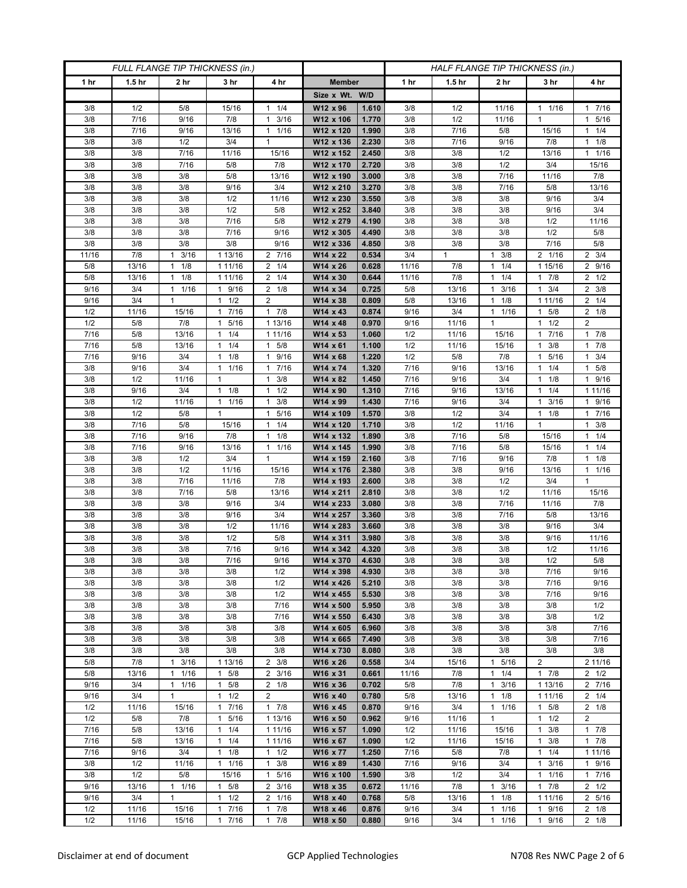| FULL FLANGE TIP THICKNESS (in.) | | | | | | | HALF FLANGE TIP THICKNESS (in.) | | | | |
|---|---|---|---|---|---|---|---|---|---|---|---|
| 1 hr | 1.5 hr | 2 hr | 3 hr | 4 hr | Member | | 1 hr | 1.5 hr | 2 hr | 3 hr | 4 hr |
| | | | | | Size x Wt. | W/D | | | | | |
| 3/8 | 1/2 | 5/8 | 15/16 | 1 1/4 | W12 x 96 | 1.610 | 3/8 | 1/2 | 11/16 | 1 1/16 | 1 7/16 |
| 3/8 | 7/16 | 9/16 | 7/8 | 1 3/16 | W12 x 106 | 1.770 | 3/8 | 1/2 | 11/16 | 1 | 1 5/16 |
| 3/8 | 7/16 | 9/16 | 13/16 | 1 1/16 | W12 x 120 | 1.990 | 3/8 | 7/16 | 5/8 | 15/16 | 1 1/4 |
| 3/8 | 3/8 | 1/2 | 3/4 | 1 | W12 x 136 | 2.230 | 3/8 | 7/16 | 9/16 | 7/8 | 1 1/8 |
| 3/8 | 3/8 | 7/16 | 11/16 | 15/16 | W12 x 152 | 2.450 | 3/8 | 3/8 | 1/2 | 13/16 | 1 1/16 |
| 3/8 | 3/8 | 7/16 | 5/8 | 7/8 | W12 x 170 | 2.720 | 3/8 | 3/8 | 1/2 | 3/4 | 15/16 |
| 3/8 | 3/8 | 3/8 | 5/8 | 13/16 | W12 x 190 | 3.000 | 3/8 | 3/8 | 7/16 | 11/16 | 7/8 |
| 3/8 | 3/8 | 3/8 | 9/16 | 3/4 | W12 x 210 | 3.270 | 3/8 | 3/8 | 7/16 | 5/8 | 13/16 |
| 3/8 | 3/8 | 3/8 | 1/2 | 11/16 | W12 x 230 | 3.550 | 3/8 | 3/8 | 3/8 | 9/16 | 3/4 |
| 3/8 | 3/8 | 3/8 | 1/2 | 5/8 | W12 x 252 | 3.840 | 3/8 | 3/8 | 3/8 | 9/16 | 3/4 |
| 3/8 | 3/8 | 3/8 | 7/16 | 5/8 | W12 x 279 | 4.190 | 3/8 | 3/8 | 3/8 | 1/2 | 11/16 |
| 3/8 | 3/8 | 3/8 | 7/16 | 9/16 | W12 x 305 | 4.490 | 3/8 | 3/8 | 3/8 | 1/2 | 5/8 |
| 3/8 | 3/8 | 3/8 | 3/8 | 9/16 | W12 x 336 | 4.850 | 3/8 | 3/8 | 3/8 | 7/16 | 5/8 |
| 11/16 | 7/8 | 1 3/16 | 1 13/16 | 2 7/16 | W14 x 22 | 0.534 | 3/4 | 1 | 1 3/8 | 2 1/16 | 2 3/4 |
| 5/8 | 13/16 | 1 1/8 | 1 11/16 | 2 1/4 | W14 x 26 | 0.628 | 11/16 | 7/8 | 1 1/4 | 1 15/16 | 2 9/16 |
| 5/8 | 13/16 | 1 1/8 | 1 11/16 | 2 1/4 | W14 x 30 | 0.644 | 11/16 | 7/8 | 1 1/4 | 1 7/8 | 2 1/2 |
| 9/16 | 3/4 | 1 1/16 | 1 9/16 | 2 1/8 | W14 x 34 | 0.725 | 5/8 | 13/16 | 1 3/16 | 1 3/4 | 2 3/8 |
| 9/16 | 3/4 | 1 | 1 1/2 | 2 | W14 x 38 | 0.809 | 5/8 | 13/16 | 1 1/8 | 1 11/16 | 2 1/4 |
| 1/2 | 11/16 | 15/16 | 1 7/16 | 1 7/8 | W14 x 43 | 0.874 | 9/16 | 3/4 | 1 1/16 | 1 5/8 | 2 1/8 |
| 1/2 | 5/8 | 7/8 | 1 5/16 | 1 13/16 | W14 x 48 | 0.970 | 9/16 | 11/16 | 1 | 1 1/2 | 2 |
| 7/16 | 5/8 | 13/16 | 1 1/4 | 1 11/16 | W14 x 53 | 1.060 | 1/2 | 11/16 | 15/16 | 1 7/16 | 1 7/8 |
| 7/16 | 5/8 | 13/16 | 1 1/4 | 1 5/8 | W14 x 61 | 1.100 | 1/2 | 11/16 | 15/16 | 1 3/8 | 1 7/8 |
| 7/16 | 9/16 | 3/4 | 1 1/8 | 1 9/16 | W14 x 68 | 1.220 | 1/2 | 5/8 | 7/8 | 1 5/16 | 1 3/4 |
| 3/8 | 9/16 | 3/4 | 1 1/16 | 1 7/16 | W14 x 74 | 1.320 | 7/16 | 9/16 | 13/16 | 1 1/4 | 1 5/8 |
| 3/8 | 1/2 | 11/16 | 1 | 1 3/8 | W14 x 82 | 1.450 | 7/16 | 9/16 | 3/4 | 1 1/8 | 1 9/16 |
| 3/8 | 9/16 | 3/4 | 1 1/8 | 1 1/2 | W14 x 90 | 1.310 | 7/16 | 9/16 | 13/16 | 1 1/4 | 1 11/16 |
| 3/8 | 1/2 | 11/16 | 1 1/16 | 1 3/8 | W14 x 99 | 1.430 | 7/16 | 9/16 | 3/4 | 1 3/16 | 1 9/16 |
| 3/8 | 1/2 | 5/8 | 1 | 1 5/16 | W14 x 109 | 1.570 | 3/8 | 1/2 | 3/4 | 1 1/8 | 1 7/16 |
| 3/8 | 7/16 | 5/8 | 15/16 | 1 1/4 | W14 x 120 | 1.710 | 3/8 | 1/2 | 11/16 | 1 | 1 3/8 |
| 3/8 | 7/16 | 9/16 | 7/8 | 1 1/8 | W14 x 132 | 1.890 | 3/8 | 7/16 | 5/8 | 15/16 | 1 1/4 |
| 3/8 | 7/16 | 9/16 | 13/16 | 1 1/16 | W14 x 145 | 1.990 | 3/8 | 7/16 | 5/8 | 15/16 | 1 1/4 |
| 3/8 | 3/8 | 1/2 | 3/4 | 1 | W14 x 159 | 2.160 | 3/8 | 7/16 | 9/16 | 7/8 | 1 1/8 |
| 3/8 | 3/8 | 1/2 | 11/16 | 15/16 | W14 x 176 | 2.380 | 3/8 | 3/8 | 9/16 | 13/16 | 1 1/16 |
| 3/8 | 3/8 | 7/16 | 11/16 | 7/8 | W14 x 193 | 2.600 | 3/8 | 3/8 | 1/2 | 3/4 | 1 |
| 3/8 | 3/8 | 7/16 | 5/8 | 13/16 | W14 x 211 | 2.810 | 3/8 | 3/8 | 1/2 | 11/16 | 15/16 |
| 3/8 | 3/8 | 3/8 | 9/16 | 3/4 | W14 x 233 | 3.080 | 3/8 | 3/8 | 7/16 | 11/16 | 7/8 |
| 3/8 | 3/8 | 3/8 | 9/16 | 3/4 | W14 x 257 | 3.360 | 3/8 | 3/8 | 7/16 | 5/8 | 13/16 |
| 3/8 | 3/8 | 3/8 | 1/2 | 11/16 | W14 x 283 | 3.660 | 3/8 | 3/8 | 3/8 | 9/16 | 3/4 |
| 3/8 | 3/8 | 3/8 | 1/2 | 5/8 | W14 x 311 | 3.980 | 3/8 | 3/8 | 3/8 | 9/16 | 11/16 |
| 3/8 | 3/8 | 3/8 | 7/16 | 9/16 | W14 x 342 | 4.320 | 3/8 | 3/8 | 3/8 | 1/2 | 11/16 |
| 3/8 | 3/8 | 3/8 | 7/16 | 9/16 | W14 x 370 | 4.630 | 3/8 | 3/8 | 3/8 | 1/2 | 5/8 |
| 3/8 | 3/8 | 3/8 | 3/8 | 1/2 | W14 x 398 | 4.930 | 3/8 | 3/8 | 3/8 | 7/16 | 9/16 |
| 3/8 | 3/8 | 3/8 | 3/8 | 1/2 | W14 x 426 | 5.210 | 3/8 | 3/8 | 3/8 | 7/16 | 9/16 |
| 3/8 | 3/8 | 3/8 | 3/8 | 1/2 | W14 x 455 | 5.530 | 3/8 | 3/8 | 3/8 | 7/16 | 9/16 |
| 3/8 | 3/8 | 3/8 | 3/8 | 7/16 | W14 x 500 | 5.950 | 3/8 | 3/8 | 3/8 | 3/8 | 1/2 |
| 3/8 | 3/8 | 3/8 | 3/8 | 7/16 | W14 x 550 | 6.430 | 3/8 | 3/8 | 3/8 | 3/8 | 1/2 |
| 3/8 | 3/8 | 3/8 | 3/8 | 3/8 | W14 x 605 | 6.960 | 3/8 | 3/8 | 3/8 | 3/8 | 7/16 |
| 3/8 | 3/8 | 3/8 | 3/8 | 3/8 | W14 x 665 | 7.490 | 3/8 | 3/8 | 3/8 | 3/8 | 7/16 |
| 3/8 | 3/8 | 3/8 | 3/8 | 3/8 | W14 x 730 | 8.080 | 3/8 | 3/8 | 3/8 | 3/8 | 3/8 |
| 5/8 | 7/8 | 1 3/16 | 1 13/16 | 2 3/8 | W16 x 26 | 0.558 | 3/4 | 15/16 | 1 5/16 | 2 | 2 11/16 |
| 5/8 | 13/16 | 1 1/16 | 1 5/8 | 2 3/16 | W16 x 31 | 0.661 | 11/16 | 7/8 | 1 1/4 | 1 7/8 | 2 1/2 |
| 9/16 | 3/4 | 1 1/16 | 1 5/8 | 2 1/8 | W16 x 36 | 0.702 | 5/8 | 7/8 | 1 3/16 | 1 13/16 | 2 7/16 |
| 9/16 | 3/4 | 1 | 1 1/2 | 2 | W16 x 40 | 0.780 | 5/8 | 13/16 | 1 1/8 | 1 11/16 | 2 1/4 |
| 1/2 | 11/16 | 15/16 | 1 7/16 | 1 7/8 | W16 x 45 | 0.870 | 9/16 | 3/4 | 1 1/16 | 1 5/8 | 2 1/8 |
| 1/2 | 5/8 | 7/8 | 1 5/16 | 1 13/16 | W16 x 50 | 0.962 | 9/16 | 11/16 | 1 | 1 1/2 | 2 |
| 7/16 | 5/8 | 13/16 | 1 1/4 | 1 11/16 | W16 x 57 | 1.090 | 1/2 | 11/16 | 15/16 | 1 3/8 | 1 7/8 |
| 7/16 | 5/8 | 13/16 | 1 1/4 | 1 11/16 | W16 x 67 | 1.090 | 1/2 | 11/16 | 15/16 | 1 3/8 | 1 7/8 |
| 7/16 | 9/16 | 3/4 | 1 1/8 | 1 1/2 | W16 x 77 | 1.250 | 7/16 | 5/8 | 7/8 | 1 1/4 | 1 11/16 |
| 3/8 | 1/2 | 11/16 | 1 1/16 | 1 3/8 | W16 x 89 | 1.430 | 7/16 | 9/16 | 3/4 | 1 3/16 | 1 9/16 |
| 3/8 | 1/2 | 5/8 | 15/16 | 1 5/16 | W16 x 100 | 1.590 | 3/8 | 1/2 | 3/4 | 1 1/16 | 1 7/16 |
| 9/16 | 13/16 | 1 1/16 | 1 5/8 | 2 3/16 | W18 x 35 | 0.672 | 11/16 | 7/8 | 1 3/16 | 1 7/8 | 2 1/2 |
| 9/16 | 3/4 | 1 | 1 1/2 | 2 1/16 | W18 x 40 | 0.768 | 5/8 | 13/16 | 1 1/8 | 1 11/16 | 2 5/16 |
| 1/2 | 11/16 | 15/16 | 1 7/16 | 1 7/8 | W18 x 46 | 0.876 | 9/16 | 3/4 | 1 1/16 | 1 9/16 | 2 1/8 |
| 1/2 | 11/16 | 15/16 | 1 7/16 | 1 7/8 | W18 x 50 | 0.880 | 9/16 | 3/4 | 1 1/16 | 1 9/16 | 2 1/8 |

Disclaimer at end of document GCP Applied Technologies N708 Res NWC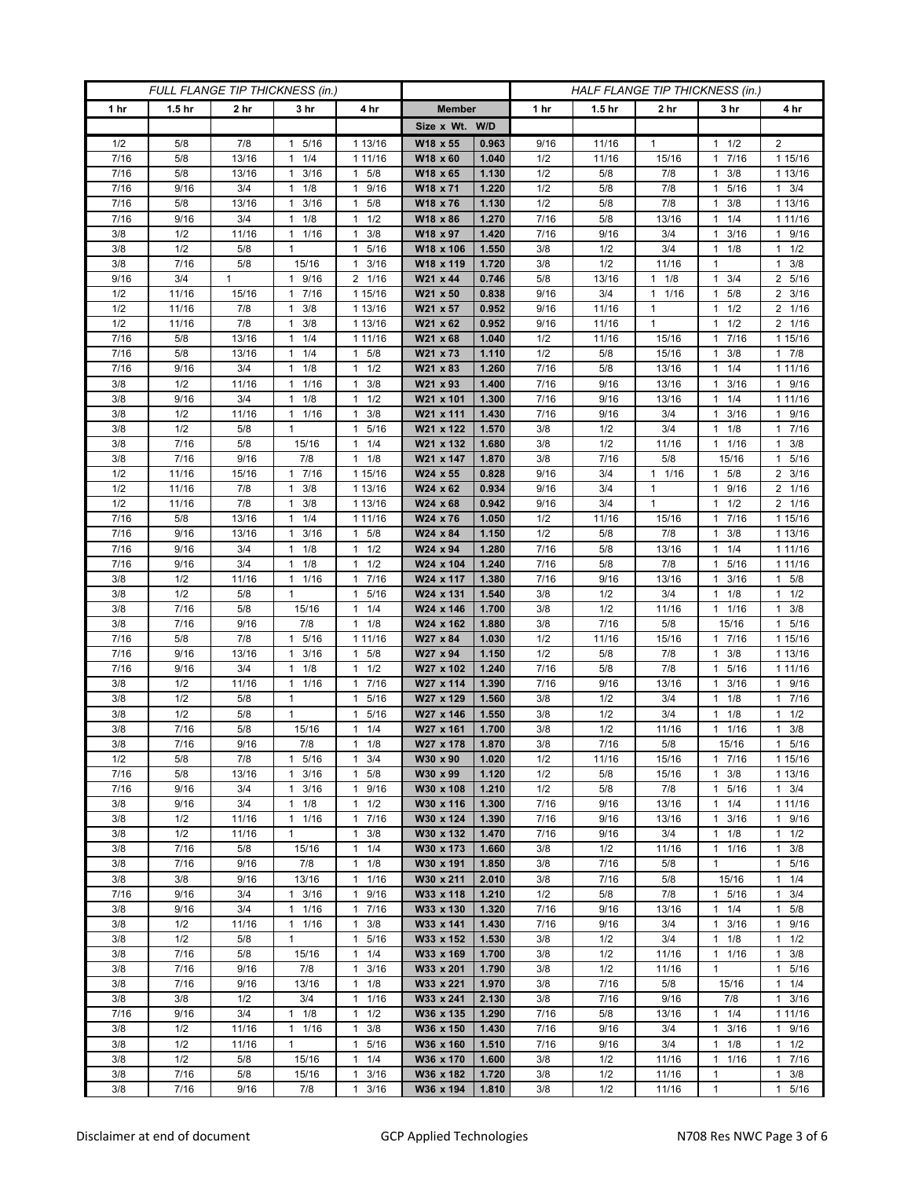| FULL FLANGE TIP THICKNESS (in.) | | | | | | | HALF FLANGE TIP THICKNESS (in.) | | | | |
|---|---|---|---|---|---|---|---|---|---|---|---|
| 1 hr | 1.5 hr | 2 hr | 3 hr | 4 hr | Member | | 1 hr | 1.5 hr | 2 hr | 3 hr | 4 hr |
| | | | | | Size x Wt. | W/D | | | | | |
| 1/2 | 5/8 | 7/8 | 1 5/16 | 1 13/16 | W18 x 55 | 0.963 | 9/16 | 11/16 | 1 | 1 1/2 | 2 |
| 7/16 | 5/8 | 13/16 | 1 1/4 | 1 11/16 | W18 x 60 | 1.040 | 1/2 | 11/16 | 15/16 | 1 7/16 | 1 15/16 |
| 7/16 | 5/8 | 13/16 | 1 3/16 | 1 5/8 | W18 x 65 | 1.130 | 1/2 | 5/8 | 7/8 | 1 3/8 | 1 13/16 |
| 7/16 | 9/16 | 3/4 | 1 1/8 | 1 9/16 | W18 x 71 | 1.220 | 1/2 | 5/8 | 7/8 | 1 5/16 | 1 3/4 |
| 7/16 | 5/8 | 13/16 | 1 3/16 | 1 5/8 | W18 x 76 | 1.130 | 1/2 | 5/8 | 7/8 | 1 3/8 | 1 13/16 |
| 7/16 | 9/16 | 3/4 | 1 1/8 | 1 1/2 | W18 x 86 | 1.270 | 7/16 | 5/8 | 13/16 | 1 1/4 | 1 11/16 |
| 3/8 | 1/2 | 11/16 | 1 1/16 | 1 3/8 | W18 x 97 | 1.420 | 7/16 | 9/16 | 3/4 | 1 3/16 | 1 9/16 |
| 3/8 | 1/2 | 5/8 | 1 | 1 5/16 | W18 x 106 | 1.550 | 3/8 | 1/2 | 3/4 | 1 1/8 | 1 1/2 |
| 3/8 | 7/16 | 5/8 | 15/16 | 1 3/16 | W18 x 119 | 1.720 | 3/8 | 1/2 | 11/16 | 1 | 1 3/8 |
| 9/16 | 3/4 | 1 | 1 9/16 | 2 1/16 | W21 x 44 | 0.746 | 5/8 | 13/16 | 1 1/8 | 1 3/4 | 2 5/16 |
| 1/2 | 11/16 | 15/16 | 1 7/16 | 1 15/16 | W21 x 50 | 0.838 | 9/16 | 3/4 | 1 1/16 | 1 5/8 | 2 3/16 |
| 1/2 | 11/16 | 7/8 | 1 3/8 | 1 13/16 | W21 x 57 | 0.952 | 9/16 | 11/16 | 1 | 1 1/2 | 2 1/16 |
| 1/2 | 11/16 | 7/8 | 1 3/8 | 1 13/16 | W21 x 62 | 0.952 | 9/16 | 11/16 | 1 | 1 1/2 | 2 1/16 |
| 7/16 | 5/8 | 13/16 | 1 1/4 | 1 11/16 | W21 x 68 | 1.040 | 1/2 | 11/16 | 15/16 | 1 7/16 | 1 15/16 |
| 7/16 | 5/8 | 13/16 | 1 1/4 | 1 5/8 | W21 x 73 | 1.110 | 1/2 | 5/8 | 15/16 | 1 3/8 | 1 7/8 |
| 7/16 | 9/16 | 3/4 | 1 1/8 | 1 1/2 | W21 x 83 | 1.260 | 7/16 | 5/8 | 13/16 | 1 1/4 | 1 11/16 |
| 3/8 | 1/2 | 11/16 | 1 1/16 | 1 3/8 | W21 x 93 | 1.400 | 7/16 | 9/16 | 13/16 | 1 3/16 | 1 9/16 |
| 3/8 | 9/16 | 3/4 | 1 1/8 | 1 1/2 | W21 x 101 | 1.300 | 7/16 | 9/16 | 13/16 | 1 1/4 | 1 11/16 |
| 3/8 | 1/2 | 11/16 | 1 1/16 | 1 3/8 | W21 x 111 | 1.430 | 7/16 | 9/16 | 3/4 | 1 3/16 | 1 9/16 |
| 3/8 | 1/2 | 5/8 | 1 | 1 5/16 | W21 x 122 | 1.570 | 3/8 | 1/2 | 3/4 | 1 1/8 | 1 7/16 |
| 3/8 | 7/16 | 5/8 | 15/16 | 1 1/4 | W21 x 132 | 1.680 | 3/8 | 1/2 | 11/16 | 1 1/16 | 1 3/8 |
| 3/8 | 7/16 | 9/16 | 7/8 | 1 1/8 | W21 x 147 | 1.870 | 3/8 | 7/16 | 5/8 | 15/16 | 1 5/16 |
| 1/2 | 11/16 | 15/16 | 1 7/16 | 1 15/16 | W24 x 55 | 0.828 | 9/16 | 3/4 | 1 1/16 | 1 5/8 | 2 3/16 |
| 1/2 | 11/16 | 7/8 | 1 3/8 | 1 13/16 | W24 x 62 | 0.934 | 9/16 | 3/4 | 1 | 1 9/16 | 2 1/16 |
| 1/2 | 11/16 | 7/8 | 1 3/8 | 1 13/16 | W24 x 68 | 0.942 | 9/16 | 3/4 | 1 | 1 1/2 | 2 1/16 |
| 7/16 | 5/8 | 13/16 | 1 1/4 | 1 11/16 | W24 x 76 | 1.050 | 1/2 | 11/16 | 15/16 | 1 7/16 | 1 15/16 |
| 7/16 | 9/16 | 13/16 | 1 3/16 | 1 5/8 | W24 x 84 | 1.150 | 1/2 | 5/8 | 7/8 | 1 3/8 | 1 13/16 |
| 7/16 | 9/16 | 3/4 | 1 1/8 | 1 1/2 | W24 x 94 | 1.280 | 7/16 | 5/8 | 13/16 | 1 1/4 | 1 11/16 |
| 7/16 | 9/16 | 3/4 | 1 1/8 | 1 1/2 | W24 x 104 | 1.240 | 7/16 | 5/8 | 7/8 | 1 5/16 | 1 11/16 |
| 3/8 | 1/2 | 11/16 | 1 1/16 | 1 7/16 | W24 x 117 | 1.380 | 7/16 | 9/16 | 13/16 | 1 3/16 | 1 5/8 |
| 3/8 | 1/2 | 5/8 | 1 | 1 5/16 | W24 x 131 | 1.540 | 3/8 | 1/2 | 3/4 | 1 1/8 | 1 1/2 |
| 3/8 | 7/16 | 5/8 | 15/16 | 1 1/4 | W24 x 146 | 1.700 | 3/8 | 1/2 | 11/16 | 1 1/16 | 1 3/8 |
| 3/8 | 7/16 | 9/16 | 7/8 | 1 1/8 | W24 x 162 | 1.880 | 3/8 | 7/16 | 5/8 | 15/16 | 1 5/16 |
| 7/16 | 5/8 | 7/8 | 1 5/16 | 1 11/16 | W27 x 84 | 1.030 | 1/2 | 11/16 | 15/16 | 1 7/16 | 1 15/16 |
| 7/16 | 9/16 | 13/16 | 1 3/16 | 1 5/8 | W27 x 94 | 1.150 | 1/2 | 5/8 | 7/8 | 1 3/8 | 1 13/16 |
| 7/16 | 9/16 | 3/4 | 1 1/8 | 1 1/2 | W27 x 102 | 1.240 | 7/16 | 5/8 | 7/8 | 1 5/16 | 1 11/16 |
| 3/8 | 1/2 | 11/16 | 1 1/16 | 1 7/16 | W27 x 114 | 1.390 | 7/16 | 9/16 | 13/16 | 1 3/16 | 1 9/16 |
| 3/8 | 1/2 | 5/8 | 1 | 1 5/16 | W27 x 129 | 1.560 | 3/8 | 1/2 | 3/4 | 1 1/8 | 1 7/16 |
| 3/8 | 1/2 | 5/8 | 1 | 1 5/16 | W27 x 146 | 1.550 | 3/8 | 1/2 | 3/4 | 1 1/8 | 1 1/2 |
| 3/8 | 7/16 | 5/8 | 15/16 | 1 1/4 | W27 x 161 | 1.700 | 3/8 | 1/2 | 11/16 | 1 1/16 | 1 3/8 |
| 3/8 | 7/16 | 9/16 | 7/8 | 1 1/8 | W27 x 178 | 1.870 | 3/8 | 7/16 | 5/8 | 15/16 | 1 5/16 |
| 1/2 | 5/8 | 7/8 | 1 5/16 | 1 3/4 | W30 x 90 | 1.020 | 1/2 | 11/16 | 15/16 | 1 7/16 | 1 15/16 |
| 7/16 | 5/8 | 13/16 | 1 3/16 | 1 5/8 | W30 x 99 | 1.120 | 1/2 | 5/8 | 15/16 | 1 3/8 | 1 13/16 |
| 7/16 | 9/16 | 3/4 | 1 3/16 | 1 9/16 | W30 x 108 | 1.210 | 1/2 | 5/8 | 7/8 | 1 5/16 | 1 3/4 |
| 3/8 | 9/16 | 3/4 | 1 1/8 | 1 1/2 | W30 x 116 | 1.300 | 7/16 | 9/16 | 13/16 | 1 1/4 | 1 11/16 |
| 3/8 | 1/2 | 11/16 | 1 1/16 | 1 7/16 | W30 x 124 | 1.390 | 7/16 | 9/16 | 13/16 | 1 3/16 | 1 9/16 |
| 3/8 | 1/2 | 11/16 | 1 | 1 3/8 | W30 x 132 | 1.470 | 7/16 | 9/16 | 3/4 | 1 1/8 | 1 1/2 |
| 3/8 | 7/16 | 5/8 | 15/16 | 1 1/4 | W30 x 173 | 1.660 | 3/8 | 1/2 | 11/16 | 1 1/16 | 1 3/8 |
| 3/8 | 7/16 | 9/16 | 7/8 | 1 1/8 | W30 x 191 | 1.850 | 3/8 | 7/16 | 5/8 | 1 | 1 5/16 |
| 3/8 | 3/8 | 9/16 | 13/16 | 1 1/16 | W30 x 211 | 2.010 | 3/8 | 7/16 | 5/8 | 15/16 | 1 1/4 |
| 7/16 | 9/16 | 3/4 | 1 3/16 | 1 9/16 | W33 x 118 | 1.210 | 1/2 | 5/8 | 7/8 | 1 5/16 | 1 3/4 |
| 3/8 | 9/16 | 3/4 | 1 1/16 | 1 7/16 | W33 x 130 | 1.320 | 7/16 | 9/16 | 13/16 | 1 1/4 | 1 5/8 |
| 3/8 | 1/2 | 11/16 | 1 1/16 | 1 3/8 | W33 x 141 | 1.430 | 7/16 | 9/16 | 3/4 | 1 3/16 | 1 9/16 |
| 3/8 | 1/2 | 5/8 | 1 | 1 5/16 | W33 x 152 | 1.530 | 3/8 | 1/2 | 3/4 | 1 1/8 | 1 1/2 |
| 3/8 | 7/16 | 5/8 | 15/16 | 1 1/4 | W33 x 169 | 1.700 | 3/8 | 1/2 | 11/16 | 1 1/16 | 1 3/8 |
| 3/8 | 7/16 | 9/16 | 7/8 | 1 3/16 | W33 x 201 | 1.790 | 3/8 | 1/2 | 11/16 | 1 | 1 5/16 |
| 3/8 | 7/16 | 9/16 | 13/16 | 1 1/8 | W33 x 221 | 1.970 | 3/8 | 7/16 | 5/8 | 15/16 | 1 1/4 |
| 3/8 | 3/8 | 1/2 | 3/4 | 1 1/16 | W33 x 241 | 2.130 | 3/8 | 7/16 | 9/16 | 7/8 | 1 3/16 |
| 7/16 | 9/16 | 3/4 | 1 1/8 | 1 1/2 | W36 x 135 | 1.290 | 7/16 | 5/8 | 13/16 | 1 1/4 | 1 11/16 |
| 3/8 | 1/2 | 11/16 | 1 1/16 | 1 3/8 | W36 x 150 | 1.430 | 7/16 | 9/16 | 3/4 | 1 3/16 | 1 9/16 |
| 3/8 | 1/2 | 11/16 | 1 | 1 5/16 | W36 x 160 | 1.510 | 7/16 | 9/16 | 3/4 | 1 1/8 | 1 1/2 |
| 3/8 | 1/2 | 5/8 | 15/16 | 1 1/4 | W36 x 170 | 1.600 | 3/8 | 1/2 | 11/16 | 1 1/16 | 1 7/16 |
| 3/8 | 7/16 | 5/8 | 15/16 | 1 3/16 | W36 x 182 | 1.720 | 3/8 | 1/2 | 11/16 | 1 | 1 3/8 |
| 3/8 | 7/16 | 9/16 | 7/8 | 1 3/16 | W36 x 194 | 1.810 | 3/8 | 1/2 | 11/16 | 1 | 1 5/16 |

Disclaimer at end of document GCP Applied Technologies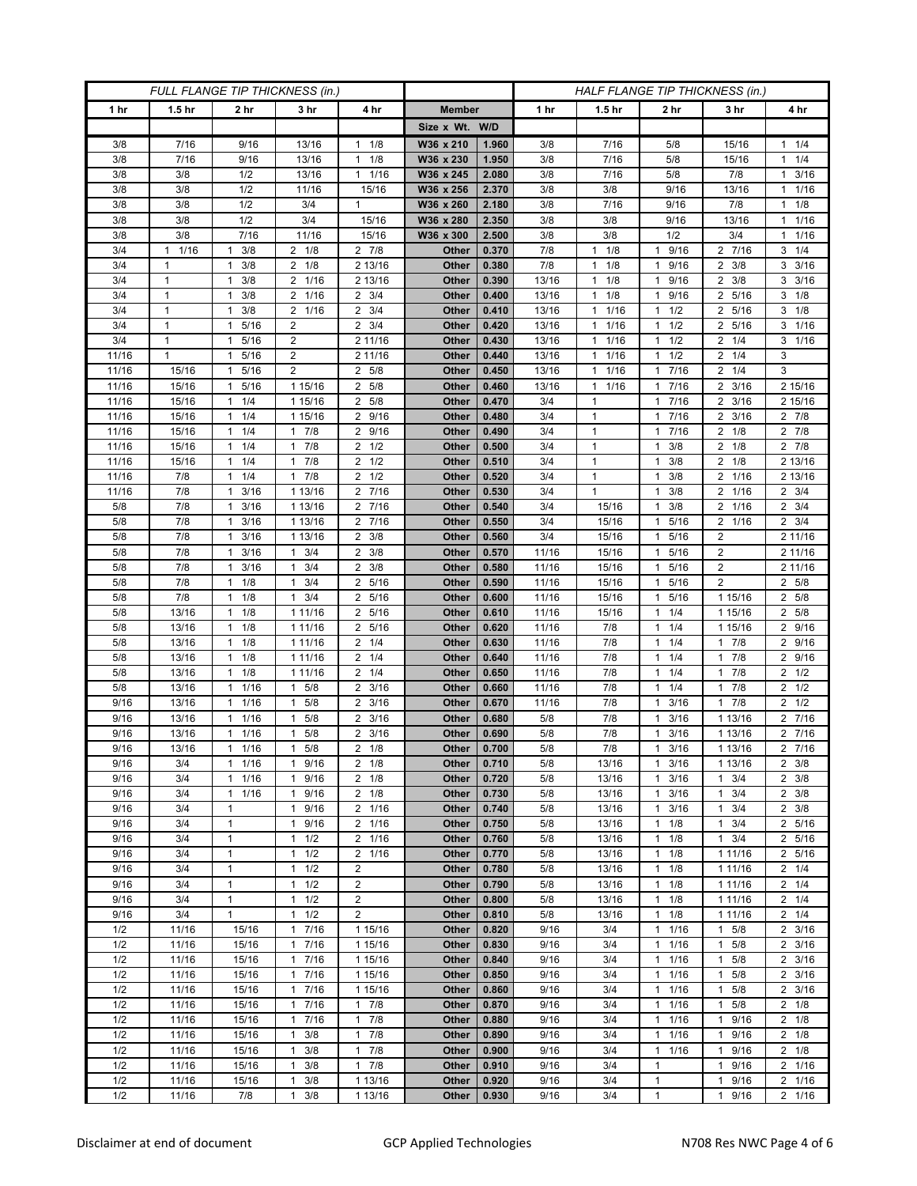| FULL FLANGE TIP THICKNESS (in.) | | | | | | | HALF FLANGE TIP THICKNESS (in.) | | | | |
|---|---|---|---|---|---|---|---|---|---|---|---|
| 1 hr | 1.5 hr | 2 hr | 3 hr | 4 hr | Member | | 1 hr | 1.5 hr | 2 hr | 3 hr | 4 hr |
| | | | | | Size x Wt. | W/D | | | | | |
| 3/8 | 7/16 | 9/16 | 13/16 | 1 1/8 | W36 x 210 | 1.960 | 3/8 | 7/16 | 5/8 | 15/16 | 1 1/4 |
| 3/8 | 7/16 | 9/16 | 13/16 | 1 1/8 | W36 x 230 | 1.950 | 3/8 | 7/16 | 5/8 | 15/16 | 1 1/4 |
| 3/8 | 3/8 | 1/2 | 13/16 | 1 1/16 | W36 x 245 | 2.080 | 3/8 | 7/16 | 5/8 | 7/8 | 1 3/16 |
| 3/8 | 3/8 | 1/2 | 11/16 | 15/16 | W36 x 256 | 2.370 | 3/8 | 3/8 | 9/16 | 13/16 | 1 1/16 |
| 3/8 | 3/8 | 1/2 | 3/4 | 1 | W36 x 260 | 2.180 | 3/8 | 7/16 | 9/16 | 7/8 | 1 1/8 |
| 3/8 | 3/8 | 1/2 | 3/4 | 15/16 | W36 x 280 | 2.350 | 3/8 | 3/8 | 9/16 | 13/16 | 1 1/16 |
| 3/8 | 3/8 | 7/16 | 11/16 | 15/16 | W36 x 300 | 2.500 | 3/8 | 3/8 | 1/2 | 3/4 | 1 1/16 |
| 3/4 | 1 1/16 | 1 3/8 | 2 1/8 | 2 7/8 | Other | 0.370 | 7/8 | 1 1/8 | 1 9/16 | 2 7/16 | 3 1/4 |
| 3/4 | 1 | 1 3/8 | 2 1/8 | 2 13/16 | Other | 0.380 | 7/8 | 1 1/8 | 1 9/16 | 2 3/8 | 3 3/16 |
| 3/4 | 1 | 1 3/8 | 2 1/16 | 2 13/16 | Other | 0.390 | 13/16 | 1 1/8 | 1 9/16 | 2 3/8 | 3 3/16 |
| 3/4 | 1 | 1 3/8 | 2 1/16 | 2 3/4 | Other | 0.400 | 13/16 | 1 1/8 | 1 9/16 | 2 5/16 | 3 1/8 |
| 3/4 | 1 | 1 3/8 | 2 1/16 | 2 3/4 | Other | 0.410 | 13/16 | 1 1/16 | 1 1/2 | 2 5/16 | 3 1/8 |
| 3/4 | 1 | 1 5/16 | 2 | 2 3/4 | Other | 0.420 | 13/16 | 1 1/16 | 1 1/2 | 2 5/16 | 3 1/16 |
| 3/4 | 1 | 1 5/16 | 2 | 2 11/16 | Other | 0.430 | 13/16 | 1 1/16 | 1 1/2 | 2 1/4 | 3 1/16 |
| 11/16 | 1 | 1 5/16 | 2 | 2 11/16 | Other | 0.440 | 13/16 | 1 1/16 | 1 1/2 | 2 1/4 | 3 |
| 11/16 | 15/16 | 1 5/16 | 2 | 2 5/8 | Other | 0.450 | 13/16 | 1 1/16 | 1 7/16 | 2 1/4 | 3 |
| 11/16 | 15/16 | 1 5/16 | 1 15/16 | 2 5/8 | Other | 0.460 | 13/16 | 1 1/16 | 1 7/16 | 2 3/16 | 2 15/16 |
| 11/16 | 15/16 | 1 1/4 | 1 15/16 | 2 5/8 | Other | 0.470 | 3/4 | 1 | 1 7/16 | 2 3/16 | 2 15/16 |
| 11/16 | 15/16 | 1 1/4 | 1 15/16 | 2 9/16 | Other | 0.480 | 3/4 | 1 | 1 7/16 | 2 3/16 | 2 7/8 |
| 11/16 | 15/16 | 1 1/4 | 1 7/8 | 2 9/16 | Other | 0.490 | 3/4 | 1 | 1 7/16 | 2 1/8 | 2 7/8 |
| 11/16 | 15/16 | 1 1/4 | 1 7/8 | 2 1/2 | Other | 0.500 | 3/4 | 1 | 1 3/8 | 2 1/8 | 2 7/8 |
| 11/16 | 15/16 | 1 1/4 | 1 7/8 | 2 1/2 | Other | 0.510 | 3/4 | 1 | 1 3/8 | 2 1/8 | 2 13/16 |
| 11/16 | 7/8 | 1 1/4 | 1 7/8 | 2 1/2 | Other | 0.520 | 3/4 | 1 | 1 3/8 | 2 1/16 | 2 13/16 |
| 11/16 | 7/8 | 1 3/16 | 1 13/16 | 2 7/16 | Other | 0.530 | 3/4 | 1 | 1 3/8 | 2 1/16 | 2 3/4 |
| 5/8 | 7/8 | 1 3/16 | 1 13/16 | 2 7/16 | Other | 0.540 | 3/4 | 15/16 | 1 3/8 | 2 1/16 | 2 3/4 |
| 5/8 | 7/8 | 1 3/16 | 1 13/16 | 2 7/16 | Other | 0.550 | 3/4 | 15/16 | 1 5/16 | 2 1/16 | 2 3/4 |
| 5/8 | 7/8 | 1 3/16 | 1 13/16 | 2 3/8 | Other | 0.560 | 3/4 | 15/16 | 1 5/16 | 2 | 2 11/16 |
| 5/8 | 7/8 | 1 3/16 | 1 3/4 | 2 3/8 | Other | 0.570 | 11/16 | 15/16 | 1 5/16 | 2 | 2 11/16 |
| 5/8 | 7/8 | 1 3/16 | 1 3/4 | 2 3/8 | Other | 0.580 | 11/16 | 15/16 | 1 5/16 | 2 | 2 11/16 |
| 5/8 | 7/8 | 1 1/8 | 1 3/4 | 2 5/16 | Other | 0.590 | 11/16 | 15/16 | 1 5/16 | 2 | 2 5/8 |
| 5/8 | 7/8 | 1 1/8 | 1 3/4 | 2 5/16 | Other | 0.600 | 11/16 | 15/16 | 1 5/16 | 1 15/16 | 2 5/8 |
| 5/8 | 13/16 | 1 1/8 | 1 11/16 | 2 5/16 | Other | 0.610 | 11/16 | 15/16 | 1 1/4 | 1 15/16 | 2 5/8 |
| 5/8 | 13/16 | 1 1/8 | 1 11/16 | 2 5/16 | Other | 0.620 | 11/16 | 7/8 | 1 1/4 | 1 15/16 | 2 9/16 |
| 5/8 | 13/16 | 1 1/8 | 1 11/16 | 2 1/4 | Other | 0.630 | 11/16 | 7/8 | 1 1/4 | 1 7/8 | 2 9/16 |
| 5/8 | 13/16 | 1 1/8 | 1 11/16 | 2 1/4 | Other | 0.640 | 11/16 | 7/8 | 1 1/4 | 1 7/8 | 2 9/16 |
| 5/8 | 13/16 | 1 1/8 | 1 11/16 | 2 1/4 | Other | 0.650 | 11/16 | 7/8 | 1 1/4 | 1 7/8 | 2 1/2 |
| 5/8 | 13/16 | 1 1/16 | 1 5/8 | 2 3/16 | Other | 0.660 | 11/16 | 7/8 | 1 1/4 | 1 7/8 | 2 1/2 |
| 9/16 | 13/16 | 1 1/16 | 1 5/8 | 2 3/16 | Other | 0.670 | 11/16 | 7/8 | 1 3/16 | 1 7/8 | 2 1/2 |
| 9/16 | 13/16 | 1 1/16 | 1 5/8 | 2 3/16 | Other | 0.680 | 5/8 | 7/8 | 1 3/16 | 1 13/16 | 2 7/16 |
| 9/16 | 13/16 | 1 1/16 | 1 5/8 | 2 3/16 | Other | 0.690 | 5/8 | 7/8 | 1 3/16 | 1 13/16 | 2 7/16 |
| 9/16 | 13/16 | 1 1/16 | 1 5/8 | 2 1/8 | Other | 0.700 | 5/8 | 7/8 | 1 3/16 | 1 13/16 | 2 7/16 |
| 9/16 | 3/4 | 1 1/16 | 1 9/16 | 2 1/8 | Other | 0.710 | 5/8 | 13/16 | 1 3/16 | 1 13/16 | 2 3/8 |
| 9/16 | 3/4 | 1 1/16 | 1 9/16 | 2 1/8 | Other | 0.720 | 5/8 | 13/16 | 1 3/16 | 1 3/4 | 2 3/8 |
| 9/16 | 3/4 | 1 1/16 | 1 9/16 | 2 1/8 | Other | 0.730 | 5/8 | 13/16 | 1 3/16 | 1 3/4 | 2 3/8 |
| 9/16 | 3/4 | 1 | 1 9/16 | 2 1/16 | Other | 0.740 | 5/8 | 13/16 | 1 3/16 | 1 3/4 | 2 3/8 |
| 9/16 | 3/4 | 1 | 1 9/16 | 2 1/16 | Other | 0.750 | 5/8 | 13/16 | 1 1/8 | 1 3/4 | 2 5/16 |
| 9/16 | 3/4 | 1 | 1 1/2 | 2 1/16 | Other | 0.760 | 5/8 | 13/16 | 1 1/8 | 1 3/4 | 2 5/16 |
| 9/16 | 3/4 | 1 | 1 1/2 | 2 1/16 | Other | 0.770 | 5/8 | 13/16 | 1 1/8 | 1 11/16 | 2 5/16 |
| 9/16 | 3/4 | 1 | 1 1/2 | 2 | Other | 0.780 | 5/8 | 13/16 | 1 1/8 | 1 11/16 | 2 1/4 |
| 9/16 | 3/4 | 1 | 1 1/2 | 2 | Other | 0.790 | 5/8 | 13/16 | 1 1/8 | 1 11/16 | 2 1/4 |
| 9/16 | 3/4 | 1 | 1 1/2 | 2 | Other | 0.800 | 5/8 | 13/16 | 1 1/8 | 1 11/16 | 2 1/4 |
| 9/16 | 3/4 | 1 | 1 1/2 | 2 | Other | 0.810 | 5/8 | 13/16 | 1 1/8 | 1 11/16 | 2 1/4 |
| 1/2 | 11/16 | 15/16 | 1 7/16 | 1 15/16 | Other | 0.820 | 9/16 | 3/4 | 1 1/16 | 1 5/8 | 2 3/16 |
| 1/2 | 11/16 | 15/16 | 1 7/16 | 1 15/16 | Other | 0.830 | 9/16 | 3/4 | 1 1/16 | 1 5/8 | 2 3/16 |
| 1/2 | 11/16 | 15/16 | 1 7/16 | 1 15/16 | Other | 0.840 | 9/16 | 3/4 | 1 1/16 | 1 5/8 | 2 3/16 |
| 1/2 | 11/16 | 15/16 | 1 7/16 | 1 15/16 | Other | 0.850 | 9/16 | 3/4 | 1 1/16 | 1 5/8 | 2 3/16 |
| 1/2 | 11/16 | 15/16 | 1 7/16 | 1 15/16 | Other | 0.860 | 9/16 | 3/4 | 1 1/16 | 1 5/8 | 2 3/16 |
| 1/2 | 11/16 | 15/16 | 1 7/16 | 1 7/8 | Other | 0.870 | 9/16 | 3/4 | 1 1/16 | 1 5/8 | 2 1/8 |
| 1/2 | 11/16 | 15/16 | 1 7/16 | 1 7/8 | Other | 0.880 | 9/16 | 3/4 | 1 1/16 | 1 9/16 | 2 1/8 |
| 1/2 | 11/16 | 15/16 | 1 3/8 | 1 7/8 | Other | 0.890 | 9/16 | 3/4 | 1 1/16 | 1 9/16 | 2 1/8 |
| 1/2 | 11/16 | 15/16 | 1 3/8 | 1 7/8 | Other | 0.900 | 9/16 | 3/4 | 1 1/16 | 1 9/16 | 2 1/8 |
| 1/2 | 11/16 | 15/16 | 1 3/8 | 1 7/8 | Other | 0.910 | 9/16 | 3/4 | 1 | 1 9/16 | 2 1/16 |
| 1/2 | 11/16 | 15/16 | 1 3/8 | 1 13/16 | Other | 0.920 | 9/16 | 3/4 | 1 | 1 9/16 | 2 1/16 |
| 1/2 | 11/16 | 7/8 | 1 3/8 | 1 13/16 | Other | 0.930 | 9/16 | 3/4 | 1 | 1 9/16 | 2 1/16 |

Disclaimer at end of document

GCP Applied Technologies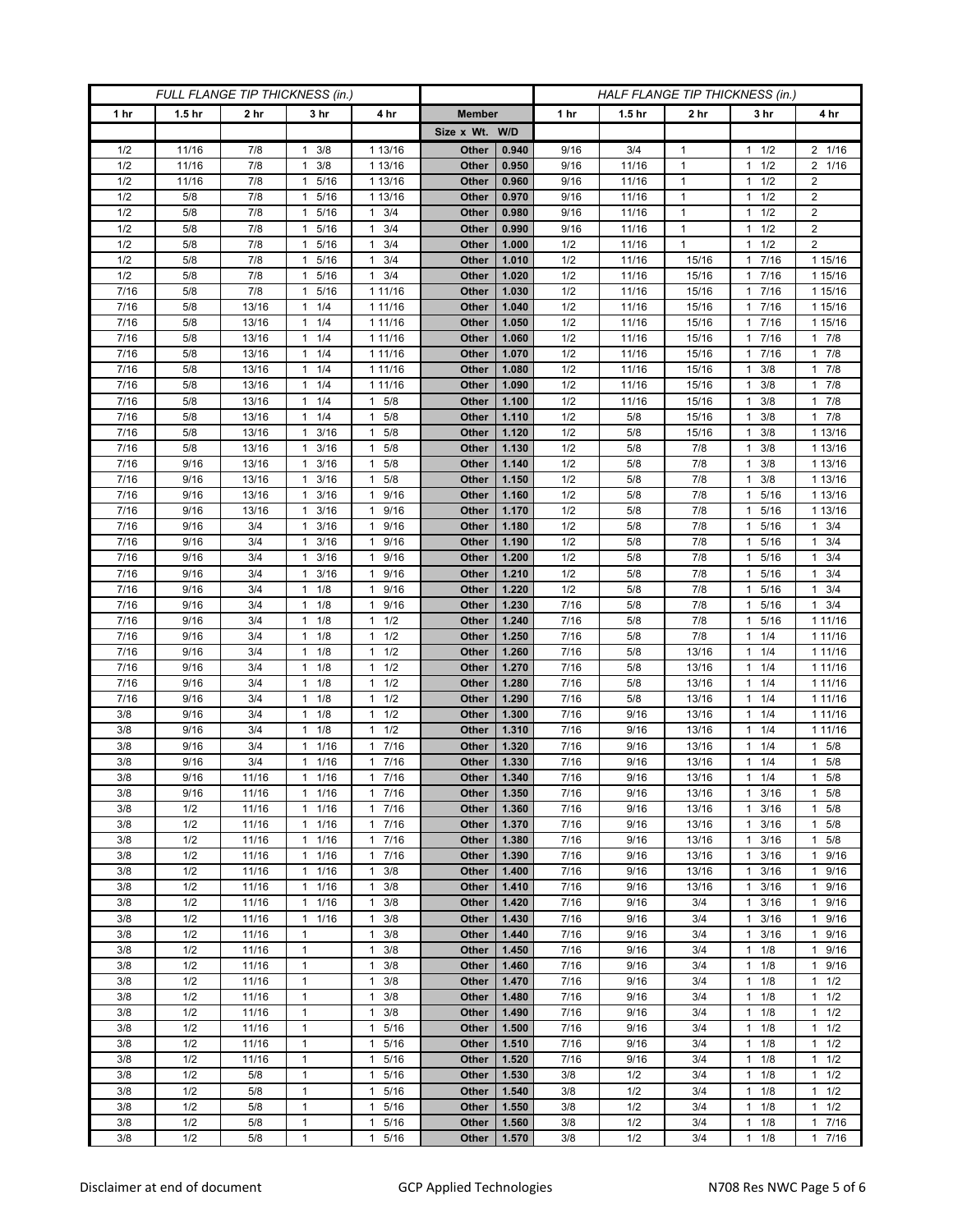| FULL FLANGE TIP THICKNESS (in.) | | | | | | | HALF FLANGE TIP THICKNESS (in.) | | | | |
|---|---|---|---|---|---|---|---|---|---|---|---|
| 1 hr | 1.5 hr | 2 hr | 3 hr | 4 hr | Member | | 1 hr | 1.5 hr | 2 hr | 3 hr | 4 hr |
| | | | | | Size x Wt. | W/D | | | | | |
| 1/2 | 11/16 | 7/8 | 1 3/8 | 1 13/16 | Other | 0.940 | 9/16 | 3/4 | 1 | 1 1/2 | 2 1/16 |
| 1/2 | 11/16 | 7/8 | 1 3/8 | 1 13/16 | Other | 0.950 | 9/16 | 11/16 | 1 | 1 1/2 | 2 1/16 |
| 1/2 | 11/16 | 7/8 | 1 5/16 | 1 13/16 | Other | 0.960 | 9/16 | 11/16 | 1 | 1 1/2 | 2 |
| 1/2 | 5/8 | 7/8 | 1 5/16 | 1 13/16 | Other | 0.970 | 9/16 | 11/16 | 1 | 1 1/2 | 2 |
| 1/2 | 5/8 | 7/8 | 1 5/16 | 1 3/4 | Other | 0.980 | 9/16 | 11/16 | 1 | 1 1/2 | 2 |
| 1/2 | 5/8 | 7/8 | 1 5/16 | 1 3/4 | Other | 0.990 | 9/16 | 11/16 | 1 | 1 1/2 | 2 |
| 1/2 | 5/8 | 7/8 | 1 5/16 | 1 3/4 | Other | 1.000 | 1/2 | 11/16 | 1 | 1 1/2 | 2 |
| 1/2 | 5/8 | 7/8 | 1 5/16 | 1 3/4 | Other | 1.010 | 1/2 | 11/16 | 15/16 | 1 7/16 | 1 15/16 |
| 1/2 | 5/8 | 7/8 | 1 5/16 | 1 3/4 | Other | 1.020 | 1/2 | 11/16 | 15/16 | 1 7/16 | 1 15/16 |
| 7/16 | 5/8 | 7/8 | 1 5/16 | 1 11/16 | Other | 1.030 | 1/2 | 11/16 | 15/16 | 1 7/16 | 1 15/16 |
| 7/16 | 5/8 | 13/16 | 1 1/4 | 1 11/16 | Other | 1.040 | 1/2 | 11/16 | 15/16 | 1 7/16 | 1 15/16 |
| 7/16 | 5/8 | 13/16 | 1 1/4 | 1 11/16 | Other | 1.050 | 1/2 | 11/16 | 15/16 | 1 7/16 | 1 15/16 |
| 7/16 | 5/8 | 13/16 | 1 1/4 | 1 11/16 | Other | 1.060 | 1/2 | 11/16 | 15/16 | 1 7/16 | 1 7/8 |
| 7/16 | 5/8 | 13/16 | 1 1/4 | 1 11/16 | Other | 1.070 | 1/2 | 11/16 | 15/16 | 1 7/16 | 1 7/8 |
| 7/16 | 5/8 | 13/16 | 1 1/4 | 1 11/16 | Other | 1.080 | 1/2 | 11/16 | 15/16 | 1 3/8 | 1 7/8 |
| 7/16 | 5/8 | 13/16 | 1 1/4 | 1 11/16 | Other | 1.090 | 1/2 | 11/16 | 15/16 | 1 3/8 | 1 7/8 |
| 7/16 | 5/8 | 13/16 | 1 1/4 | 1 5/8 | Other | 1.100 | 1/2 | 11/16 | 15/16 | 1 3/8 | 1 7/8 |
| 7/16 | 5/8 | 13/16 | 1 1/4 | 1 5/8 | Other | 1.110 | 1/2 | 5/8 | 15/16 | 1 3/8 | 1 7/8 |
| 7/16 | 5/8 | 13/16 | 1 3/16 | 1 5/8 | Other | 1.120 | 1/2 | 5/8 | 15/16 | 1 3/8 | 1 13/16 |
| 7/16 | 5/8 | 13/16 | 1 3/16 | 1 5/8 | Other | 1.130 | 1/2 | 5/8 | 7/8 | 1 3/8 | 1 13/16 |
| 7/16 | 9/16 | 13/16 | 1 3/16 | 1 5/8 | Other | 1.140 | 1/2 | 5/8 | 7/8 | 1 3/8 | 1 13/16 |
| 7/16 | 9/16 | 13/16 | 1 3/16 | 1 5/8 | Other | 1.150 | 1/2 | 5/8 | 7/8 | 1 3/8 | 1 13/16 |
| 7/16 | 9/16 | 13/16 | 1 3/16 | 1 9/16 | Other | 1.160 | 1/2 | 5/8 | 7/8 | 1 5/16 | 1 13/16 |
| 7/16 | 9/16 | 13/16 | 1 3/16 | 1 9/16 | Other | 1.170 | 1/2 | 5/8 | 7/8 | 1 5/16 | 1 13/16 |
| 7/16 | 9/16 | 3/4 | 1 3/16 | 1 9/16 | Other | 1.180 | 1/2 | 5/8 | 7/8 | 1 5/16 | 1 3/4 |
| 7/16 | 9/16 | 3/4 | 1 3/16 | 1 9/16 | Other | 1.190 | 1/2 | 5/8 | 7/8 | 1 5/16 | 1 3/4 |
| 7/16 | 9/16 | 3/4 | 1 3/16 | 1 9/16 | Other | 1.200 | 1/2 | 5/8 | 7/8 | 1 5/16 | 1 3/4 |
| 7/16 | 9/16 | 3/4 | 1 3/16 | 1 9/16 | Other | 1.210 | 1/2 | 5/8 | 7/8 | 1 5/16 | 1 3/4 |
| 7/16 | 9/16 | 3/4 | 1 1/8 | 1 9/16 | Other | 1.220 | 1/2 | 5/8 | 7/8 | 1 5/16 | 1 3/4 |
| 7/16 | 9/16 | 3/4 | 1 1/8 | 1 9/16 | Other | 1.230 | 7/16 | 5/8 | 7/8 | 1 5/16 | 1 3/4 |
| 7/16 | 9/16 | 3/4 | 1 1/8 | 1 1/2 | Other | 1.240 | 7/16 | 5/8 | 7/8 | 1 5/16 | 1 11/16 |
| 7/16 | 9/16 | 3/4 | 1 1/8 | 1 1/2 | Other | 1.250 | 7/16 | 5/8 | 7/8 | 1 1/4 | 1 11/16 |
| 7/16 | 9/16 | 3/4 | 1 1/8 | 1 1/2 | Other | 1.260 | 7/16 | 5/8 | 13/16 | 1 1/4 | 1 11/16 |
| 7/16 | 9/16 | 3/4 | 1 1/8 | 1 1/2 | Other | 1.270 | 7/16 | 5/8 | 13/16 | 1 1/4 | 1 11/16 |
| 7/16 | 9/16 | 3/4 | 1 1/8 | 1 1/2 | Other | 1.280 | 7/16 | 5/8 | 13/16 | 1 1/4 | 1 11/16 |
| 7/16 | 9/16 | 3/4 | 1 1/8 | 1 1/2 | Other | 1.290 | 7/16 | 5/8 | 13/16 | 1 1/4 | 1 11/16 |
| 3/8 | 9/16 | 3/4 | 1 1/8 | 1 1/2 | Other | 1.300 | 7/16 | 9/16 | 13/16 | 1 1/4 | 1 11/16 |
| 3/8 | 9/16 | 3/4 | 1 1/8 | 1 1/2 | Other | 1.310 | 7/16 | 9/16 | 13/16 | 1 1/4 | 1 11/16 |
| 3/8 | 9/16 | 3/4 | 1 1/16 | 1 7/16 | Other | 1.320 | 7/16 | 9/16 | 13/16 | 1 1/4 | 1 5/8 |
| 3/8 | 9/16 | 3/4 | 1 1/16 | 1 7/16 | Other | 1.330 | 7/16 | 9/16 | 13/16 | 1 1/4 | 1 5/8 |
| 3/8 | 9/16 | 11/16 | 1 1/16 | 1 7/16 | Other | 1.340 | 7/16 | 9/16 | 13/16 | 1 1/4 | 1 5/8 |
| 3/8 | 9/16 | 11/16 | 1 1/16 | 1 7/16 | Other | 1.350 | 7/16 | 9/16 | 13/16 | 1 3/16 | 1 5/8 |
| 3/8 | 1/2 | 11/16 | 1 1/16 | 1 7/16 | Other | 1.360 | 7/16 | 9/16 | 13/16 | 1 3/16 | 1 5/8 |
| 3/8 | 1/2 | 11/16 | 1 1/16 | 1 7/16 | Other | 1.370 | 7/16 | 9/16 | 13/16 | 1 3/16 | 1 5/8 |
| 3/8 | 1/2 | 11/16 | 1 1/16 | 1 7/16 | Other | 1.380 | 7/16 | 9/16 | 13/16 | 1 3/16 | 1 5/8 |
| 3/8 | 1/2 | 11/16 | 1 1/16 | 1 7/16 | Other | 1.390 | 7/16 | 9/16 | 13/16 | 1 3/16 | 1 9/16 |
| 3/8 | 1/2 | 11/16 | 1 1/16 | 1 3/8 | Other | 1.400 | 7/16 | 9/16 | 13/16 | 1 3/16 | 1 9/16 |
| 3/8 | 1/2 | 11/16 | 1 1/16 | 1 3/8 | Other | 1.410 | 7/16 | 9/16 | 13/16 | 1 3/16 | 1 9/16 |
| 3/8 | 1/2 | 11/16 | 1 1/16 | 1 3/8 | Other | 1.420 | 7/16 | 9/16 | 3/4 | 1 3/16 | 1 9/16 |
| 3/8 | 1/2 | 11/16 | 1 1/16 | 1 3/8 | Other | 1.430 | 7/16 | 9/16 | 3/4 | 1 3/16 | 1 9/16 |
| 3/8 | 1/2 | 11/16 | 1 | 1 3/8 | Other | 1.440 | 7/16 | 9/16 | 3/4 | 1 3/16 | 1 9/16 |
| 3/8 | 1/2 | 11/16 | 1 | 1 3/8 | Other | 1.450 | 7/16 | 9/16 | 3/4 | 1 1/8 | 1 9/16 |
| 3/8 | 1/2 | 11/16 | 1 | 1 3/8 | Other | 1.460 | 7/16 | 9/16 | 3/4 | 1 1/8 | 1 9/16 |
| 3/8 | 1/2 | 11/16 | 1 | 1 3/8 | Other | 1.470 | 7/16 | 9/16 | 3/4 | 1 1/8 | 1 1/2 |
| 3/8 | 1/2 | 11/16 | 1 | 1 3/8 | Other | 1.480 | 7/16 | 9/16 | 3/4 | 1 1/8 | 1 1/2 |
| 3/8 | 1/2 | 11/16 | 1 | 1 3/8 | Other | 1.490 | 7/16 | 9/16 | 3/4 | 1 1/8 | 1 1/2 |
| 3/8 | 1/2 | 11/16 | 1 | 1 5/16 | Other | 1.500 | 7/16 | 9/16 | 3/4 | 1 1/8 | 1 1/2 |
| 3/8 | 1/2 | 11/16 | 1 | 1 5/16 | Other | 1.510 | 7/16 | 9/16 | 3/4 | 1 1/8 | 1 1/2 |
| 3/8 | 1/2 | 11/16 | 1 | 1 5/16 | Other | 1.520 | 7/16 | 9/16 | 3/4 | 1 1/8 | 1 1/2 |
| 3/8 | 1/2 | 5/8 | 1 | 1 5/16 | Other | 1.530 | 3/8 | 1/2 | 3/4 | 1 1/8 | 1 1/2 |
| 3/8 | 1/2 | 5/8 | 1 | 1 5/16 | Other | 1.540 | 3/8 | 1/2 | 3/4 | 1 1/8 | 1 1/2 |
| 3/8 | 1/2 | 5/8 | 1 | 1 5/16 | Other | 1.550 | 3/8 | 1/2 | 3/4 | 1 1/8 | 1 1/2 |
| 3/8 | 1/2 | 5/8 | 1 | 1 5/16 | Other | 1.560 | 3/8 | 1/2 | 3/4 | 1 1/8 | 1 7/16 |
| 3/8 | 1/2 | 5/8 | 1 | 1 5/16 | Other | 1.570 | 3/8 | 1/2 | 3/4 | 1 1/8 | 1 7/16 |

Disclaimer at end of document | GCP Applied Technologies | N708 Res NWC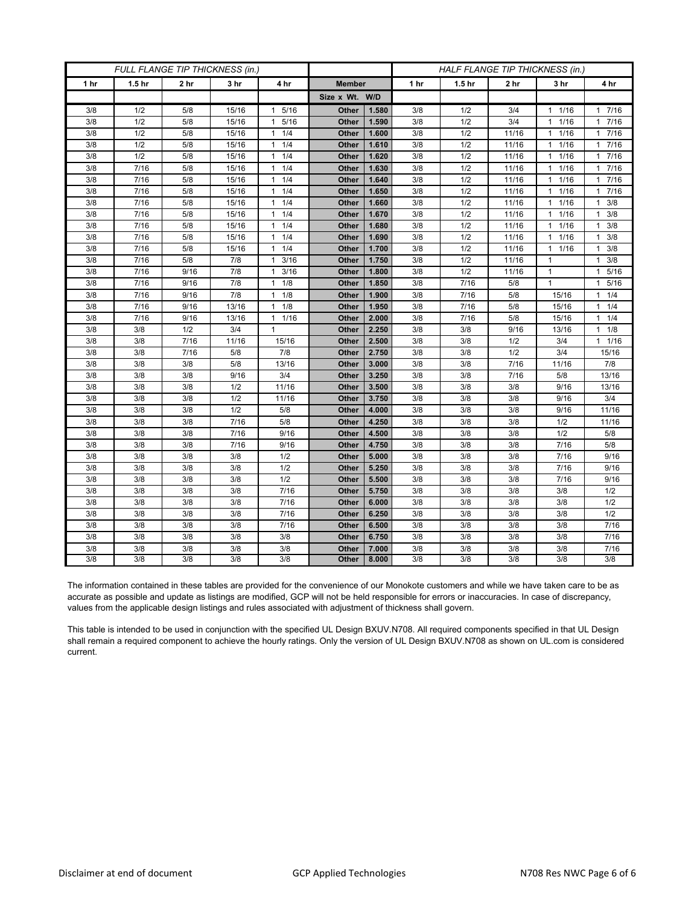| FULL FLANGE TIP THICKNESS (in.) | | | | | | | HALF FLANGE TIP THICKNESS (in.) | | | | |
|---|---|---|---|---|---|---|---|---|---|---|---|
| 1 hr | 1.5 hr | 2 hr | 3 hr | 4 hr | Member | | 1 hr | 1.5 hr | 2 hr | 3 hr | 4 hr |
| | | | | | Size x Wt. | W/D | | | | | |
| 3/8 | 1/2 | 5/8 | 15/16 | 1 5/16 | Other | 1.580 | 3/8 | 1/2 | 3/4 | 1 1/16 | 1 7/16 |
| 3/8 | 1/2 | 5/8 | 15/16 | 1 5/16 | Other | 1.590 | 3/8 | 1/2 | 3/4 | 1 1/16 | 1 7/16 |
| 3/8 | 1/2 | 5/8 | 15/16 | 1 1/4 | Other | 1.600 | 3/8 | 1/2 | 11/16 | 1 1/16 | 1 7/16 |
| 3/8 | 1/2 | 5/8 | 15/16 | 1 1/4 | Other | 1.610 | 3/8 | 1/2 | 11/16 | 1 1/16 | 1 7/16 |
| 3/8 | 1/2 | 5/8 | 15/16 | 1 1/4 | Other | 1.620 | 3/8 | 1/2 | 11/16 | 1 1/16 | 1 7/16 |
| 3/8 | 7/16 | 5/8 | 15/16 | 1 1/4 | Other | 1.630 | 3/8 | 1/2 | 11/16 | 1 1/16 | 1 7/16 |
| 3/8 | 7/16 | 5/8 | 15/16 | 1 1/4 | Other | 1.640 | 3/8 | 1/2 | 11/16 | 1 1/16 | 1 7/16 |
| 3/8 | 7/16 | 5/8 | 15/16 | 1 1/4 | Other | 1.650 | 3/8 | 1/2 | 11/16 | 1 1/16 | 1 7/16 |
| 3/8 | 7/16 | 5/8 | 15/16 | 1 1/4 | Other | 1.660 | 3/8 | 1/2 | 11/16 | 1 1/16 | 1 3/8 |
| 3/8 | 7/16 | 5/8 | 15/16 | 1 1/4 | Other | 1.670 | 3/8 | 1/2 | 11/16 | 1 1/16 | 1 3/8 |
| 3/8 | 7/16 | 5/8 | 15/16 | 1 1/4 | Other | 1.680 | 3/8 | 1/2 | 11/16 | 1 1/16 | 1 3/8 |
| 3/8 | 7/16 | 5/8 | 15/16 | 1 1/4 | Other | 1.690 | 3/8 | 1/2 | 11/16 | 1 1/16 | 1 3/8 |
| 3/8 | 7/16 | 5/8 | 15/16 | 1 1/4 | Other | 1.700 | 3/8 | 1/2 | 11/16 | 1 1/16 | 1 3/8 |
| 3/8 | 7/16 | 5/8 | 7/8 | 1 3/16 | Other | 1.750 | 3/8 | 1/2 | 11/16 | 1 | 1 3/8 |
| 3/8 | 7/16 | 9/16 | 7/8 | 1 3/16 | Other | 1.800 | 3/8 | 1/2 | 11/16 | 1 | 1 5/16 |
| 3/8 | 7/16 | 9/16 | 7/8 | 1 1/8 | Other | 1.850 | 3/8 | 7/16 | 5/8 | 1 | 1 5/16 |
| 3/8 | 7/16 | 9/16 | 7/8 | 1 1/8 | Other | 1.900 | 3/8 | 7/16 | 5/8 | 15/16 | 1 1/4 |
| 3/8 | 7/16 | 9/16 | 13/16 | 1 1/8 | Other | 1.950 | 3/8 | 7/16 | 5/8 | 15/16 | 1 1/4 |
| 3/8 | 7/16 | 9/16 | 13/16 | 1 1/16 | Other | 2.000 | 3/8 | 7/16 | 5/8 | 15/16 | 1 1/4 |
| 3/8 | 3/8 | 1/2 | 3/4 | 1 | Other | 2.250 | 3/8 | 3/8 | 9/16 | 13/16 | 1 1/8 |
| 3/8 | 3/8 | 7/16 | 11/16 | 15/16 | Other | 2.500 | 3/8 | 3/8 | 1/2 | 3/4 | 1 1/16 |
| 3/8 | 3/8 | 7/16 | 5/8 | 7/8 | Other | 2.750 | 3/8 | 3/8 | 1/2 | 3/4 | 15/16 |
| 3/8 | 3/8 | 3/8 | 5/8 | 13/16 | Other | 3.000 | 3/8 | 3/8 | 7/16 | 11/16 | 7/8 |
| 3/8 | 3/8 | 3/8 | 9/16 | 3/4 | Other | 3.250 | 3/8 | 3/8 | 7/16 | 5/8 | 13/16 |
| 3/8 | 3/8 | 3/8 | 1/2 | 11/16 | Other | 3.500 | 3/8 | 3/8 | 3/8 | 9/16 | 13/16 |
| 3/8 | 3/8 | 3/8 | 1/2 | 11/16 | Other | 3.750 | 3/8 | 3/8 | 3/8 | 9/16 | 3/4 |
| 3/8 | 3/8 | 3/8 | 1/2 | 5/8 | Other | 4.000 | 3/8 | 3/8 | 3/8 | 9/16 | 11/16 |
| 3/8 | 3/8 | 3/8 | 7/16 | 5/8 | Other | 4.250 | 3/8 | 3/8 | 3/8 | 1/2 | 11/16 |
| 3/8 | 3/8 | 3/8 | 7/16 | 9/16 | Other | 4.500 | 3/8 | 3/8 | 3/8 | 1/2 | 5/8 |
| 3/8 | 3/8 | 3/8 | 7/16 | 9/16 | Other | 4.750 | 3/8 | 3/8 | 3/8 | 7/16 | 5/8 |
| 3/8 | 3/8 | 3/8 | 3/8 | 1/2 | Other | 5.000 | 3/8 | 3/8 | 3/8 | 7/16 | 9/16 |
| 3/8 | 3/8 | 3/8 | 3/8 | 1/2 | Other | 5.250 | 3/8 | 3/8 | 3/8 | 7/16 | 9/16 |
| 3/8 | 3/8 | 3/8 | 3/8 | 1/2 | Other | 5.500 | 3/8 | 3/8 | 3/8 | 7/16 | 9/16 |
| 3/8 | 3/8 | 3/8 | 3/8 | 7/16 | Other | 5.750 | 3/8 | 3/8 | 3/8 | 3/8 | 1/2 |
| 3/8 | 3/8 | 3/8 | 3/8 | 7/16 | Other | 6.000 | 3/8 | 3/8 | 3/8 | 3/8 | 1/2 |
| 3/8 | 3/8 | 3/8 | 3/8 | 7/16 | Other | 6.250 | 3/8 | 3/8 | 3/8 | 3/8 | 1/2 |
| 3/8 | 3/8 | 3/8 | 3/8 | 7/16 | Other | 6.500 | 3/8 | 3/8 | 3/8 | 3/8 | 7/16 |
| 3/8 | 3/8 | 3/8 | 3/8 | 3/8 | Other | 6.750 | 3/8 | 3/8 | 3/8 | 3/8 | 7/16 |
| 3/8 | 3/8 | 3/8 | 3/8 | 3/8 | Other | 7.000 | 3/8 | 3/8 | 3/8 | 3/8 | 7/16 |
| 3/8 | 3/8 | 3/8 | 3/8 | 3/8 | Other | 8.000 | 3/8 | 3/8 | 3/8 | 3/8 | 3/8 |

The information contained in these tables are provided for the convenience of our Monokote customers and while we have taken care to be as accurate as possible and update as listings are modified, GCP will not be held responsible for errors or inaccuracies. In case of discrepancy, values from the applicable design listings and rules associated with adjustment of thickness shall govern.

This table is intended to be used in conjunction with the specified UL Design BXUV.N708. All required components specified in that UL Design shall remain a required component to achieve the hourly ratings. Only the version of UL Design BXUV.N708 as shown on UL.com is considered current.